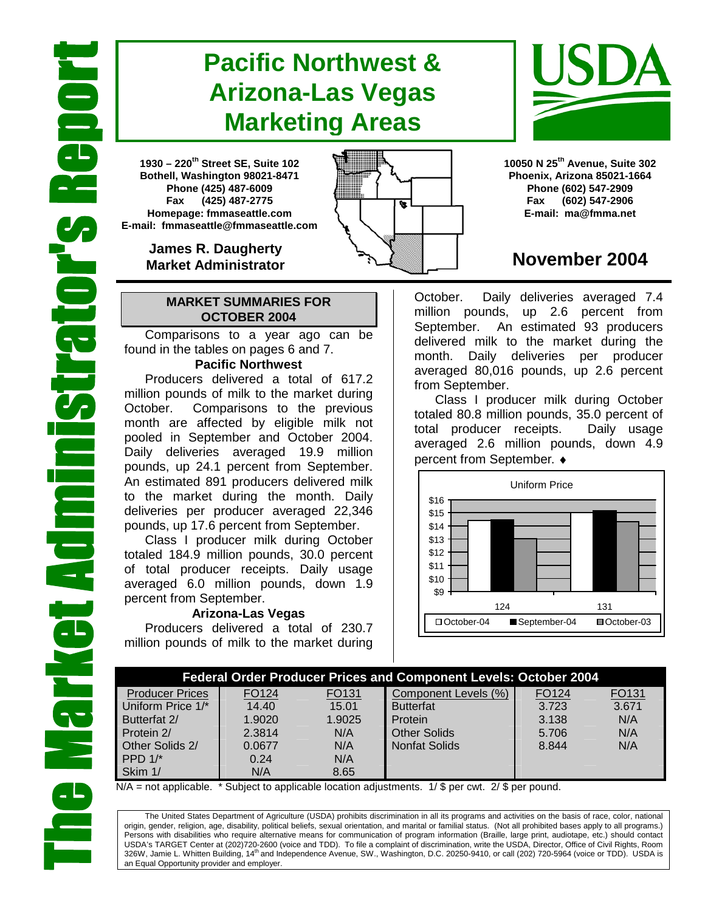# The Market Administrator's Report

# Pacific Northwest & Arizona-Las Vegas Marketing Areas

**1930 – 220[th] Street SE, Suite 102**
**Bothell, Washington 98021-8471**
**Phone (425) 487-6009**
**Fax (425) 487-2775**
**Homepage: fmmaseattle.com**
**E-mail: fmmaseattle@fmmaseattle.com**

**10050 N 25[th] Avenue, Suite 302**
**Phoenix, Arizona 85021-1664**
**Phone (602) 547-2909**
**Fax (602) 547-2906**
**E-mail: ma@fmma.net**

**James R. Daugherty**
**Market Administrator**

## November 2004

### MARKET SUMMARIES FOR OCTOBER 2004

Comparisons to a year ago can be found in the tables on pages 6 and 7.

**Pacific Northwest**

Producers delivered a total of 617.2 million pounds of milk to the market during October. Comparisons to the previous month are affected by eligible milk not pooled in September and October 2004. Daily deliveries averaged 19.9 million pounds, up 24.1 percent from September. An estimated 891 producers delivered milk to the market during the month. Daily deliveries per producer averaged 22,346 pounds, up 17.6 percent from September.

Class I producer milk during October totaled 184.9 million pounds, 30.0 percent of total producer receipts. Daily usage averaged 6.0 million pounds, down 1.9 percent from September.

**Arizona-Las Vegas**

Producers delivered a total of 230.7 million pounds of milk to the market during October. Daily deliveries averaged 7.4 million pounds, up 2.6 percent from September. An estimated 93 producers delivered milk to the market during the month. Daily deliveries per producer averaged 80,016 pounds, up 2.6 percent from September.

Class I producer milk during October totaled 80.8 million pounds, 35.0 percent of total producer receipts. Daily usage averaged 2.6 million pounds, down 4.9 percent from September. ♦

Uniform Price (chart: FO124 and FO131; October-04, September-04, October-03)

| Federal Order Producer Prices and Component Levels: October 2004 | | | | | |
|---|---|---|---|---|---|
| Producer Prices | FO124 | FO131 | Component Levels (%) | FO124 | FO131 |
| Uniform Price 1/* | 14.40 | 15.01 | Butterfat | 3.723 | 3.671 |
| Butterfat 2/ | 1.9020 | 1.9025 | Protein | 3.138 | N/A |
| Protein 2/ | 2.3814 | N/A | Other Solids | 5.706 | N/A |
| Other Solids 2/ | 0.0677 | N/A | Nonfat Solids | 8.844 | N/A |
| PPD 1/* | 0.24 | N/A | | | |
| Skim 1/ | N/A | 8.65 | | | |

N/A = not applicable. * Subject to applicable location adjustments. 1/ $ per cwt. 2/ $ per pound.

The United States Department of Agriculture (USDA) prohibits discrimination in all its programs and activities on the basis of race, color, national origin, gender, religion, age, disability, political beliefs, sexual orientation, and marital or familial status. (Not all prohibited bases apply to all programs.) Persons with disabilities who require alternative means for communication of program information (Braille, large print, audiotape, etc.) should contact USDA's TARGET Center at (202)720-2600 (voice and TDD). To file a complaint of discrimination, write the USDA, Director, Office of Civil Rights, Room 326W, Jamie L. Whitten Building, 14[th] and Independence Avenue, SW., Washington, D.C. 20250-9410, or call (202) 720-5964 (voice or TDD). USDA is an Equal Opportunity provider and employer.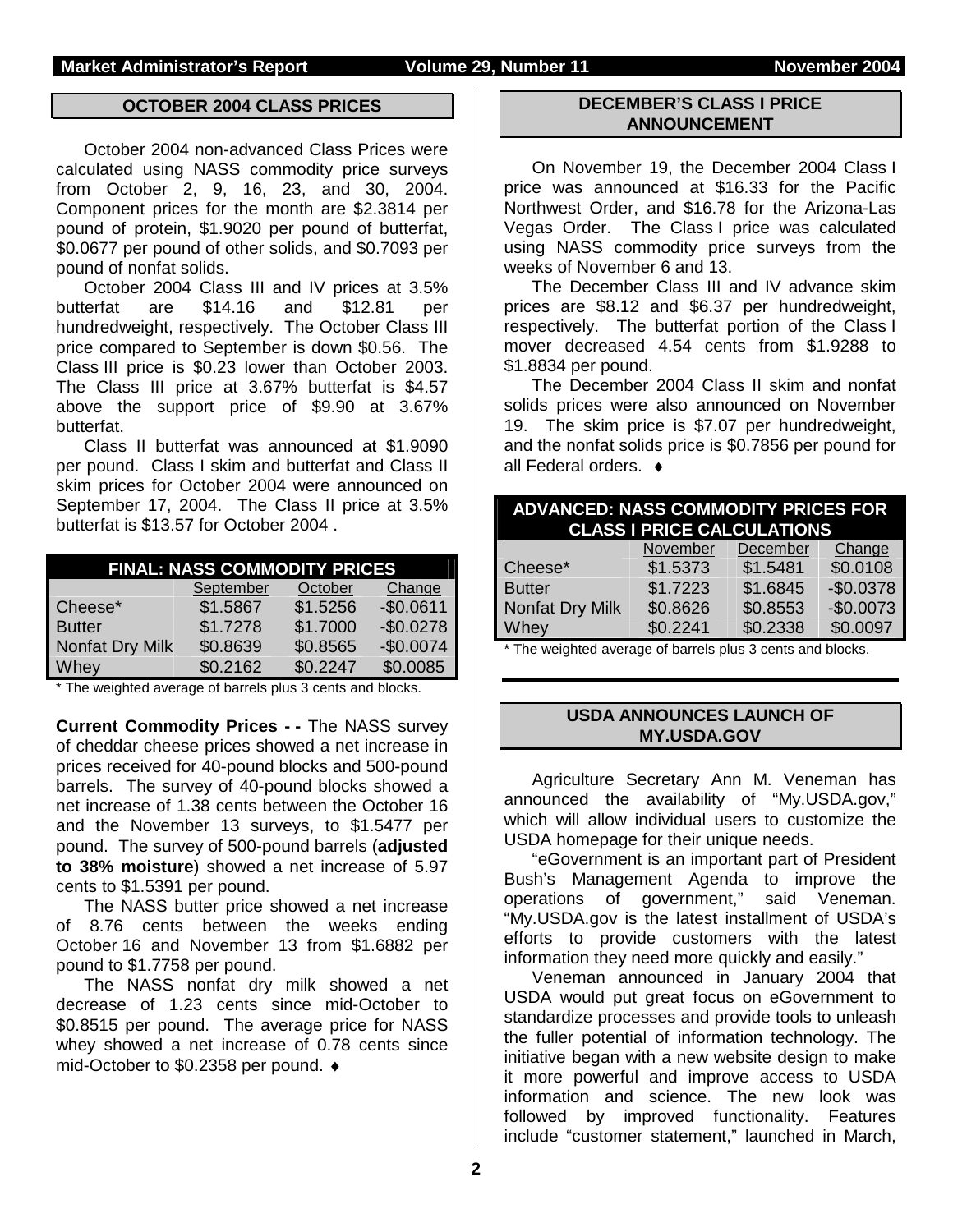## OCTOBER 2004 CLASS PRICES

October 2004 non-advanced Class Prices were calculated using NASS commodity price surveys from October 2, 9, 16, 23, and 30, 2004. Component prices for the month are $2.3814 per pound of protein, $1.9020 per pound of butterfat, $0.0677 per pound of other solids, and $0.7093 per pound of nonfat solids.

October 2004 Class III and IV prices at 3.5% butterfat are $14.16 and $12.81 per hundredweight, respectively. The October Class III price compared to September is down $0.56. The Class III price is $0.23 lower than October 2003. The Class III price at 3.67% butterfat is $4.57 above the support price of $9.90 at 3.67% butterfat.

Class II butterfat was announced at $1.9090 per pound. Class I skim and butterfat and Class II skim prices for October 2004 were announced on September 17, 2004. The Class II price at 3.5% butterfat is $13.57 for October 2004 .

| FINAL: NASS COMMODITY PRICES | | | |
|---|---|---|---|
| | September | October | Change |
| Cheese* | $1.5867 | $1.5256 | -$0.0611 |
| Butter | $1.7278 | $1.7000 | -$0.0278 |
| Nonfat Dry Milk | $0.8639 | $0.8565 | -$0.0074 |
| Whey | $0.2162 | $0.2247 | $0.0085 |

\* The weighted average of barrels plus 3 cents and blocks.

**Current Commodity Prices - -** The NASS survey of cheddar cheese prices showed a net increase in prices received for 40-pound blocks and 500-pound barrels. The survey of 40-pound blocks showed a net increase of 1.38 cents between the October 16 and the November 13 surveys, to $1.5477 per pound. The survey of 500-pound barrels (**adjusted to 38% moisture**) showed a net increase of 5.97 cents to $1.5391 per pound.

The NASS butter price showed a net increase of 8.76 cents between the weeks ending October 16 and November 13 from $1.6882 per pound to $1.7758 per pound.

The NASS nonfat dry milk showed a net decrease of 1.23 cents since mid-October to $0.8515 per pound. The average price for NASS whey showed a net increase of 0.78 cents since mid-October to $0.2358 per pound. ♦

## DECEMBER'S CLASS I PRICE ANNOUNCEMENT

On November 19, the December 2004 Class I price was announced at $16.33 for the Pacific Northwest Order, and $16.78 for the Arizona-Las Vegas Order. The Class I price was calculated using NASS commodity price surveys from the weeks of November 6 and 13.

The December Class III and IV advance skim prices are $8.12 and $6.37 per hundredweight, respectively. The butterfat portion of the Class I mover decreased 4.54 cents from $1.9288 to $1.8834 per pound.

The December 2004 Class II skim and nonfat solids prices were also announced on November 19. The skim price is $7.07 per hundredweight, and the nonfat solids price is $0.7856 per pound for all Federal orders. ♦

| ADVANCED: NASS COMMODITY PRICES FOR CLASS I PRICE CALCULATIONS | | | |
|---|---|---|---|
| | November | December | Change |
| Cheese* | $1.5373 | $1.5481 | $0.0108 |
| Butter | $1.7223 | $1.6845 | -$0.0378 |
| Nonfat Dry Milk | $0.8626 | $0.8553 | -$0.0073 |
| Whey | $0.2241 | $0.2338 | $0.0097 |

\* The weighted average of barrels plus 3 cents and blocks.

## USDA ANNOUNCES LAUNCH OF MY.USDA.GOV

Agriculture Secretary Ann M. Veneman has announced the availability of "My.USDA.gov," which will allow individual users to customize the USDA homepage for their unique needs.

"eGovernment is an important part of President Bush's Management Agenda to improve the operations of government," said Veneman. "My.USDA.gov is the latest installment of USDA's efforts to provide customers with the latest information they need more quickly and easily."

Veneman announced in January 2004 that USDA would put great focus on eGovernment to standardize processes and provide tools to unleash the fuller potential of information technology. The initiative began with a new website design to make it more powerful and improve access to USDA information and science. The new look was followed by improved functionality. Features include "customer statement," launched in March,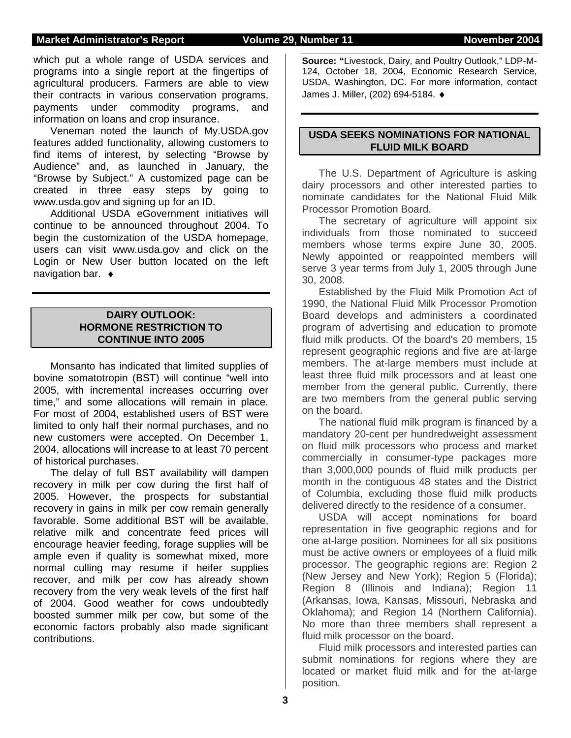which put a whole range of USDA services and programs into a single report at the fingertips of agricultural producers. Farmers are able to view their contracts in various conservation programs, payments under commodity programs, and information on loans and crop insurance.

Veneman noted the launch of My.USDA.gov features added functionality, allowing customers to find items of interest, by selecting "Browse by Audience" and, as launched in January, the "Browse by Subject." A customized page can be created in three easy steps by going to www.usda.gov and signing up for an ID.

Additional USDA eGovernment initiatives will continue to be announced throughout 2004. To begin the customization of the USDA homepage, users can visit www.usda.gov and click on the Login or New User button located on the left navigation bar. ♦

## DAIRY OUTLOOK: HORMONE RESTRICTION TO CONTINUE INTO 2005

Monsanto has indicated that limited supplies of bovine somatotropin (BST) will continue "well into 2005, with incremental increases occurring over time," and some allocations will remain in place. For most of 2004, established users of BST were limited to only half their normal purchases, and no new customers were accepted. On December 1, 2004, allocations will increase to at least 70 percent of historical purchases.

The delay of full BST availability will dampen recovery in milk per cow during the first half of 2005. However, the prospects for substantial recovery in gains in milk per cow remain generally favorable. Some additional BST will be available, relative milk and concentrate feed prices will encourage heavier feeding, forage supplies will be ample even if quality is somewhat mixed, more normal culling may resume if heifer supplies recover, and milk per cow has already shown recovery from the very weak levels of the first half of 2004. Good weather for cows undoubtedly boosted summer milk per cow, but some of the economic factors probably also made significant contributions.

**Source: "**Livestock, Dairy, and Poultry Outlook," LDP-M-124, October 18, 2004, Economic Research Service, USDA, Washington, DC. For more information, contact James J. Miller, (202) 694-5184. ♦

## USDA SEEKS NOMINATIONS FOR NATIONAL FLUID MILK BOARD

The U.S. Department of Agriculture is asking dairy processors and other interested parties to nominate candidates for the National Fluid Milk Processor Promotion Board.

The secretary of agriculture will appoint six individuals from those nominated to succeed members whose terms expire June 30, 2005. Newly appointed or reappointed members will serve 3 year terms from July 1, 2005 through June 30, 2008.

Established by the Fluid Milk Promotion Act of 1990, the National Fluid Milk Processor Promotion Board develops and administers a coordinated program of advertising and education to promote fluid milk products. Of the board's 20 members, 15 represent geographic regions and five are at-large members. The at-large members must include at least three fluid milk processors and at least one member from the general public. Currently, there are two members from the general public serving on the board.

The national fluid milk program is financed by a mandatory 20-cent per hundredweight assessment on fluid milk processors who process and market commercially in consumer-type packages more than 3,000,000 pounds of fluid milk products per month in the contiguous 48 states and the District of Columbia, excluding those fluid milk products delivered directly to the residence of a consumer.

USDA will accept nominations for board representation in five geographic regions and for one at-large position. Nominees for all six positions must be active owners or employees of a fluid milk processor. The geographic regions are: Region 2 (New Jersey and New York); Region 5 (Florida); Region 8 (Illinois and Indiana); Region 11 (Arkansas, Iowa, Kansas, Missouri, Nebraska and Oklahoma); and Region 14 (Northern California). No more than three members shall represent a fluid milk processor on the board.

Fluid milk processors and interested parties can submit nominations for regions where they are located or market fluid milk and for the at-large position.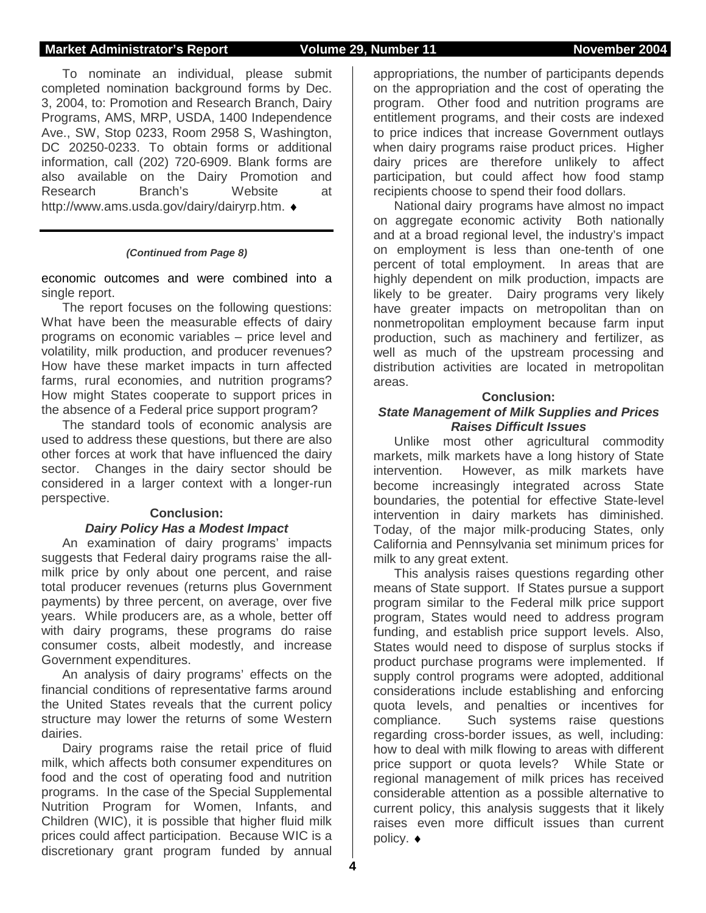To nominate an individual, please submit completed nomination background forms by Dec. 3, 2004, to: Promotion and Research Branch, Dairy Programs, AMS, MRP, USDA, 1400 Independence Ave., SW, Stop 0233, Room 2958 S, Washington, DC 20250-0233. To obtain forms or additional information, call (202) 720-6909. Blank forms are also available on the Dairy Promotion and Research Branch's Website at http://www.ams.usda.gov/dairy/dairyrp.htm. ♦

---

***(Continued from Page 8)***

economic outcomes and were combined into a single report.

The report focuses on the following questions: What have been the measurable effects of dairy programs on economic variables – price level and volatility, milk production, and producer revenues? How have these market impacts in turn affected farms, rural economies, and nutrition programs? How might States cooperate to support prices in the absence of a Federal price support program?

The standard tools of economic analysis are used to address these questions, but there are also other forces at work that have influenced the dairy sector. Changes in the dairy sector should be considered in a larger context with a longer-run perspective.

**Conclusion:**
***Dairy Policy Has a Modest Impact***

An examination of dairy programs' impacts suggests that Federal dairy programs raise the all-milk price by only about one percent, and raise total producer revenues (returns plus Government payments) by three percent, on average, over five years. While producers are, as a whole, better off with dairy programs, these programs do raise consumer costs, albeit modestly, and increase Government expenditures.

An analysis of dairy programs' effects on the financial conditions of representative farms around the United States reveals that the current policy structure may lower the returns of some Western dairies.

Dairy programs raise the retail price of fluid milk, which affects both consumer expenditures on food and the cost of operating food and nutrition programs. In the case of the Special Supplemental Nutrition Program for Women, Infants, and Children (WIC), it is possible that higher fluid milk prices could affect participation. Because WIC is a discretionary grant program funded by annual appropriations, the number of participants depends on the appropriation and the cost of operating the program. Other food and nutrition programs are entitlement programs, and their costs are indexed to price indices that increase Government outlays when dairy programs raise product prices. Higher dairy prices are therefore unlikely to affect participation, but could affect how food stamp recipients choose to spend their food dollars.

National dairy programs have almost no impact on aggregate economic activity Both nationally and at a broad regional level, the industry's impact on employment is less than one-tenth of one percent of total employment. In areas that are highly dependent on milk production, impacts are likely to be greater. Dairy programs very likely have greater impacts on metropolitan than on nonmetropolitan employment because farm input production, such as machinery and fertilizer, as well as much of the upstream processing and distribution activities are located in metropolitan areas.

**Conclusion:**
***State Management of Milk Supplies and Prices Raises Difficult Issues***

Unlike most other agricultural commodity markets, milk markets have a long history of State intervention. However, as milk markets have become increasingly integrated across State boundaries, the potential for effective State-level intervention in dairy markets has diminished. Today, of the major milk-producing States, only California and Pennsylvania set minimum prices for milk to any great extent.

This analysis raises questions regarding other means of State support. If States pursue a support program similar to the Federal milk price support program, States would need to address program funding, and establish price support levels. Also, States would need to dispose of surplus stocks if product purchase programs were implemented. If supply control programs were adopted, additional considerations include establishing and enforcing quota levels, and penalties or incentives for compliance. Such systems raise questions regarding cross-border issues, as well, including: how to deal with milk flowing to areas with different price support or quota levels? While State or regional management of milk prices has received considerable attention as a possible alternative to current policy, this analysis suggests that it likely raises even more difficult issues than current policy. ♦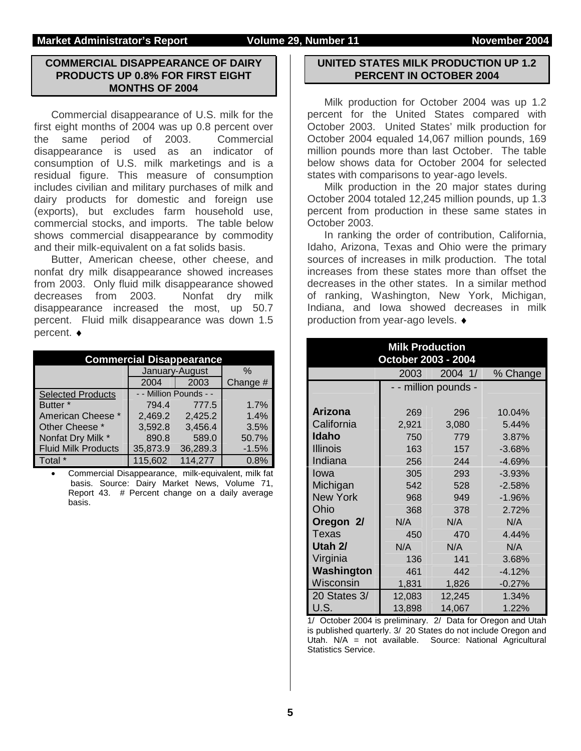## COMMERCIAL DISAPPEARANCE OF DAIRY PRODUCTS UP 0.8% FOR FIRST EIGHT MONTHS OF 2004

Commercial disappearance of U.S. milk for the first eight months of 2004 was up 0.8 percent over the same period of 2003. Commercial disappearance is used as an indicator of consumption of U.S. milk marketings and is a residual figure. This measure of consumption includes civilian and military purchases of milk and dairy products for domestic and foreign use (exports), but excludes farm household use, commercial stocks, and imports. The table below shows commercial disappearance by commodity and their milk-equivalent on a fat solids basis.

Butter, American cheese, other cheese, and nonfat dry milk disappearance showed increases from 2003. Only fluid milk disappearance showed decreases from 2003. Nonfat dry milk disappearance increased the most, up 50.7 percent. Fluid milk disappearance was down 1.5 percent. ♦

| Commercial Disappearance | | | |
|---|---|---|---|
| | January-August | | % |
| | 2004 | 2003 | Change # |
| Selected Products | - - Million Pounds - - | | |
| Butter * | 794.4 | 777.5 | 1.7% |
| American Cheese * | 2,469.2 | 2,425.2 | 1.4% |
| Other Cheese * | 3,592.8 | 3,456.4 | 3.5% |
| Nonfat Dry Milk * | 890.8 | 589.0 | 50.7% |
| Fluid Milk Products | 35,873.9 | 36,289.3 | -1.5% |
| Total * | 115,602 | 114,277 | 0.8% |

- Commercial Disappearance, milk-equivalent, milk fat basis. Source: Dairy Market News, Volume 71, Report 43. # Percent change on a daily average basis.

## UNITED STATES MILK PRODUCTION UP 1.2 PERCENT IN OCTOBER 2004

Milk production for October 2004 was up 1.2 percent for the United States compared with October 2003. United States' milk production for October 2004 equaled 14,067 million pounds, 169 million pounds more than last October. The table below shows data for October 2004 for selected states with comparisons to year-ago levels.

Milk production in the 20 major states during October 2004 totaled 12,245 million pounds, up 1.3 percent from production in these same states in October 2003.

In ranking the order of contribution, California, Idaho, Arizona, Texas and Ohio were the primary sources of increases in milk production. The total increases from these states more than offset the decreases in the other states. In a similar method of ranking, Washington, New York, Michigan, Indiana, and Iowa showed decreases in milk production from year-ago levels. ♦

| Milk Production October 2003 - 2004 | | | |
|---|---|---|---|
| | 2003 | 2004 1/ | % Change |
| | - - million pounds - | | |
| **Arizona** | 269 | 296 | 10.04% |
| California | 2,921 | 3,080 | 5.44% |
| **Idaho** | 750 | 779 | 3.87% |
| Illinois | 163 | 157 | -3.68% |
| Indiana | 256 | 244 | -4.69% |
| Iowa | 305 | 293 | -3.93% |
| Michigan | 542 | 528 | -2.58% |
| New York | 968 | 949 | -1.96% |
| Ohio | 368 | 378 | 2.72% |
| **Oregon 2/** | N/A | N/A | N/A |
| Texas | 450 | 470 | 4.44% |
| **Utah 2/** | N/A | N/A | N/A |
| Virginia | 136 | 141 | 3.68% |
| **Washington** | 461 | 442 | -4.12% |
| Wisconsin | 1,831 | 1,826 | -0.27% |
| 20 States 3/ | 12,083 | 12,245 | 1.34% |
| U.S. | 13,898 | 14,067 | 1.22% |

1/ October 2004 is preliminary. 2/ Data for Oregon and Utah is published quarterly. 3/ 20 States do not include Oregon and Utah. N/A = not available. Source: National Agricultural Statistics Service.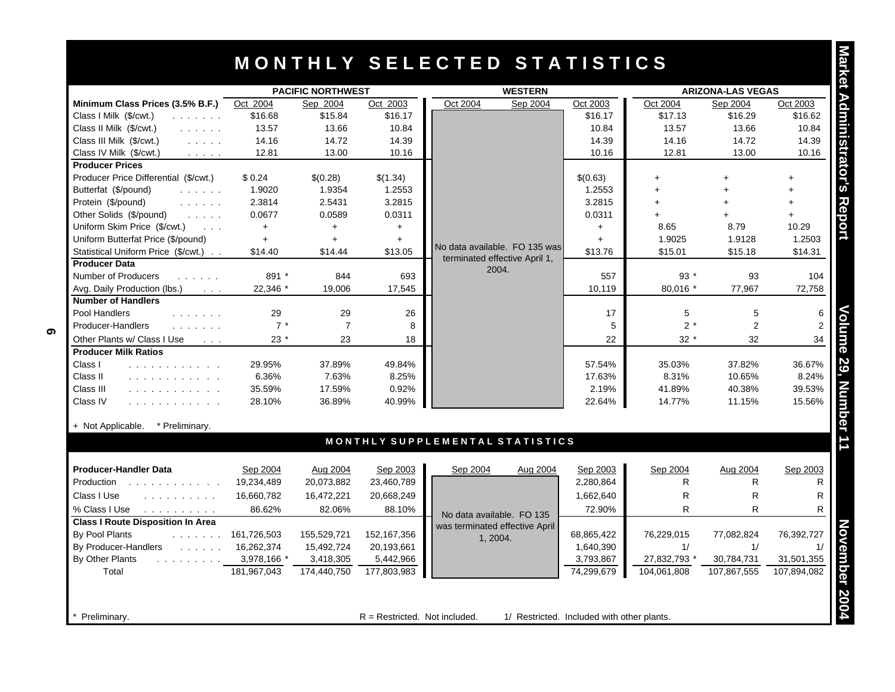# MONTHLY SELECTED STATISTICS

| | PACIFIC NORTHWEST | | | WESTERN | | | ARIZONA-LAS VEGAS | | |
|---|---|---|---|---|---|---|---|---|---|
| **Minimum Class Prices (3.5% B.F.)** | Oct 2004 | Sep 2004 | Oct 2003 | Oct 2004 | Sep 2004 | Oct 2003 | Oct 2004 | Sep 2004 | Oct 2003 |
| Class I Milk ($/cwt.) | $16.68 | $15.84 | $16.17 | No data available. FO 135 was terminated effective April 1, 2004. | | $16.17 | $17.13 | $16.29 | $16.62 |
| Class II Milk ($/cwt.) | 13.57 | 13.66 | 10.84 | | | 10.84 | 13.57 | 13.66 | 10.84 |
| Class III Milk ($/cwt.) | 14.16 | 14.72 | 14.39 | | | 14.39 | 14.16 | 14.72 | 14.39 |
| Class IV Milk ($/cwt.) | 12.81 | 13.00 | 10.16 | | | 10.16 | 12.81 | 13.00 | 10.16 |
| **Producer Prices** | | | | | | | | | |
| Producer Price Differential ($/cwt.) | $ 0.24 | $(0.28) | $(1.34) | | | $(0.63) | + | + | + |
| Butterfat ($/pound) | 1.9020 | 1.9354 | 1.2553 | | | 1.2553 | + | + | + |
| Protein ($/pound) | 2.3814 | 2.5431 | 3.2815 | | | 3.2815 | + | + | + |
| Other Solids ($/pound) | 0.0677 | 0.0589 | 0.0311 | | | 0.0311 | + | + | + |
| Uniform Skim Price ($/cwt.) | + | + | + | | | + | 8.65 | 8.79 | 10.29 |
| Uniform Butterfat Price ($/pound) | + | + | + | | | + | 1.9025 | 1.9128 | 1.2503 |
| Statistical Uniform Price ($/cwt.) | $14.40 | $14.44 | $13.05 | | | $13.76 | $15.01 | $15.18 | $14.31 |
| **Producer Data** | | | | | | | | | |
| Number of Producers | 891 * | 844 | 693 | | | 557 | 93 * | 93 | 104 |
| Avg. Daily Production (lbs.) | 22,346 * | 19,006 | 17,545 | | | 10,119 | 80,016 * | 77,967 | 72,758 |
| **Number of Handlers** | | | | | | | | | |
| Pool Handlers | 29 | 29 | 26 | | | 17 | 5 | 5 | 6 |
| Producer-Handlers | 7 * | 7 | 8 | | | 5 | 2 * | 2 | 2 |
| Other Plants w/ Class I Use | 23 * | 23 | 18 | | | 22 | 32 * | 32 | 34 |
| **Producer Milk Ratios** | | | | | | | | | |
| Class I | 29.95% | 37.89% | 49.84% | | | 57.54% | 35.03% | 37.82% | 36.67% |
| Class II | 6.36% | 7.63% | 8.25% | | | 17.63% | 8.31% | 10.65% | 8.24% |
| Class III | 35.59% | 17.59% | 0.92% | | | 2.19% | 41.89% | 40.38% | 39.53% |
| Class IV | 28.10% | 36.89% | 40.99% | | | 22.64% | 14.77% | 11.15% | 15.56% |

\+ Not Applicable. * Preliminary.

## MONTHLY SUPPLEMENTAL STATISTICS

| **Producer-Handler Data** | Sep 2004 | Aug 2004 | Sep 2003 | Sep 2004 | Aug 2004 | Sep 2003 | Sep 2004 | Aug 2004 | Sep 2003 |
|---|---|---|---|---|---|---|---|---|---|
| Production | 19,234,489 | 20,073,882 | 23,460,789 | No data available. FO 135 was terminated effective April 1, 2004. | | 2,280,864 | R | R | R |
| Class I Use | 16,660,782 | 16,472,221 | 20,668,249 | | | 1,662,640 | R | R | R |
| % Class I Use | 86.62% | 82.06% | 88.10% | | | 72.90% | R | R | R |
| **Class I Route Disposition In Area** | | | | | | | | | |
| By Pool Plants | 161,726,503 | 155,529,721 | 152,167,356 | | | 68,865,422 | 76,229,015 | 77,082,824 | 76,392,727 |
| By Producer-Handlers | 16,262,374 | 15,492,724 | 20,193,661 | | | 1,640,390 | 1/ | 1/ | 1/ |
| By Other Plants | 3,978,166 * | 3,418,305 | 5,442,966 | | | 3,793,867 | 27,832,793 * | 30,784,731 | 31,501,355 |
| Total | 181,967,043 | 174,440,750 | 177,803,983 | | | 74,299,679 | 104,061,808 | 107,867,555 | 107,894,082 |

\* Preliminary. R = Restricted. Not included. 1/ Restricted. Included with other plants.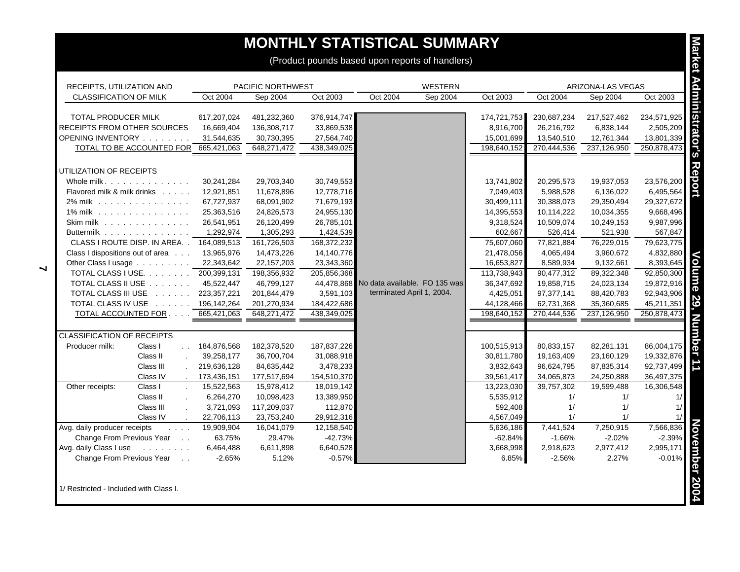# MONTHLY STATISTICAL SUMMARY

(Product pounds based upon reports of handlers)

| RECEIPTS, UTILIZATION AND CLASSIFICATION OF MILK | | PACIFIC NORTHWEST | | | WESTERN | | | ARIZONA-LAS VEGAS | | |
|---|---|---|---|---|---|---|---|---|---|---|
| | | Oct 2004 | Sep 2004 | Oct 2003 | Oct 2004 | Sep 2004 | Oct 2003 | Oct 2004 | Sep 2004 | Oct 2003 |
| TOTAL PRODUCER MILK | | 617,207,024 | 481,232,360 | 376,914,747 | | | 174,721,753 | 230,687,234 | 217,527,462 | 234,571,925 |
| RECEIPTS FROM OTHER SOURCES | | 16,669,404 | 136,308,717 | 33,869,538 | | | 8,916,700 | 26,216,792 | 6,838,144 | 2,505,209 |
| OPENING INVENTORY | | 31,544,635 | 30,730,395 | 27,564,740 | | | 15,001,699 | 13,540,510 | 12,761,344 | 13,801,339 |
| TOTAL TO BE ACCOUNTED FOR | | 665,421,063 | 648,271,472 | 438,349,025 | | | 198,640,152 | 270,444,536 | 237,126,950 | 250,878,473 |
| UTILIZATION OF RECEIPTS | | | | | | | | | | |
| Whole milk | | 30,241,284 | 29,703,340 | 30,749,553 | | | 13,741,802 | 20,295,573 | 19,937,053 | 23,576,200 |
| Flavored milk & milk drinks | | 12,921,851 | 11,678,896 | 12,778,716 | | | 7,049,403 | 5,988,528 | 6,136,022 | 6,495,564 |
| 2% milk | | 67,727,937 | 68,091,902 | 71,679,193 | | | 30,499,111 | 30,388,073 | 29,350,494 | 29,327,672 |
| 1% milk | | 25,363,516 | 24,826,573 | 24,955,130 | | | 14,395,553 | 10,114,222 | 10,034,355 | 9,668,496 |
| Skim milk | | 26,541,951 | 26,120,499 | 26,785,101 | | | 9,318,524 | 10,509,074 | 10,249,153 | 9,987,996 |
| Buttermilk | | 1,292,974 | 1,305,293 | 1,424,539 | | | 602,667 | 526,414 | 521,938 | 567,847 |
| CLASS I ROUTE DISP. IN AREA | | 164,089,513 | 161,726,503 | 168,372,232 | | | 75,607,060 | 77,821,884 | 76,229,015 | 79,623,775 |
| Class I dispositions out of area | | 13,965,976 | 14,473,226 | 14,140,776 | | | 21,478,056 | 4,065,494 | 3,960,672 | 4,832,880 |
| Other Class I usage | | 22,343,642 | 22,157,203 | 23,343,360 | | | 16,653,827 | 8,589,934 | 9,132,661 | 8,393,645 |
| TOTAL CLASS I USE | | 200,399,131 | 198,356,932 | 205,856,368 | | | 113,738,943 | 90,477,312 | 89,322,348 | 92,850,300 |
| TOTAL CLASS II USE | | 45,522,447 | 46,799,127 | 44,478,868 | No data available. FO 135 was terminated April 1, 2004. | | 36,347,692 | 19,858,715 | 24,023,134 | 19,872,916 |
| TOTAL CLASS III USE | | 223,357,221 | 201,844,479 | 3,591,103 | | | 4,425,051 | 97,377,141 | 88,420,783 | 92,943,906 |
| TOTAL CLASS IV USE | | 196,142,264 | 201,270,934 | 184,422,686 | | | 44,128,466 | 62,731,368 | 35,360,685 | 45,211,351 |
| TOTAL ACCOUNTED FOR | | 665,421,063 | 648,271,472 | 438,349,025 | | | 198,640,152 | 270,444,536 | 237,126,950 | 250,878,473 |
| CLASSIFICATION OF RECEIPTS | | | | | | | | | | |
| Producer milk: | Class I | 184,876,568 | 182,378,520 | 187,837,226 | | | 100,515,913 | 80,833,157 | 82,281,131 | 86,004,175 |
| | Class II | 39,258,177 | 36,700,704 | 31,088,918 | | | 30,811,780 | 19,163,409 | 23,160,129 | 19,332,876 |
| | Class III | 219,636,128 | 84,635,442 | 3,478,233 | | | 3,832,643 | 96,624,795 | 87,835,314 | 92,737,499 |
| | Class IV | 173,436,151 | 177,517,694 | 154,510,370 | | | 39,561,417 | 34,065,873 | 24,250,888 | 36,497,375 |
| Other receipts: | Class I | 15,522,563 | 15,978,412 | 18,019,142 | | | 13,223,030 | 39,757,302 | 19,599,488 | 16,306,548 |
| | Class II | 6,264,270 | 10,098,423 | 13,389,950 | | | 5,535,912 | 1/ | 1/ | 1/ |
| | Class III | 3,721,093 | 117,209,037 | 112,870 | | | 592,408 | 1/ | 1/ | 1/ |
| | Class IV | 22,706,113 | 23,753,240 | 29,912,316 | | | 4,567,049 | 1/ | 1/ | 1/ |
| Avg. daily producer receipts | | 19,909,904 | 16,041,079 | 12,158,540 | | | 5,636,186 | 7,441,524 | 7,250,915 | 7,566,836 |
| Change From Previous Year | | 63.75% | 29.47% | -42.73% | | | -62.84% | -1.66% | -2.02% | -2.39% |
| Avg. daily Class I use | | 6,464,488 | 6,611,898 | 6,640,528 | | | 3,668,998 | 2,918,623 | 2,977,412 | 2,995,171 |
| Change From Previous Year | | -2.65% | 5.12% | -0.57% | | | 6.85% | -2.56% | 2.27% | -0.01% |

1/ Restricted - Included with Class I.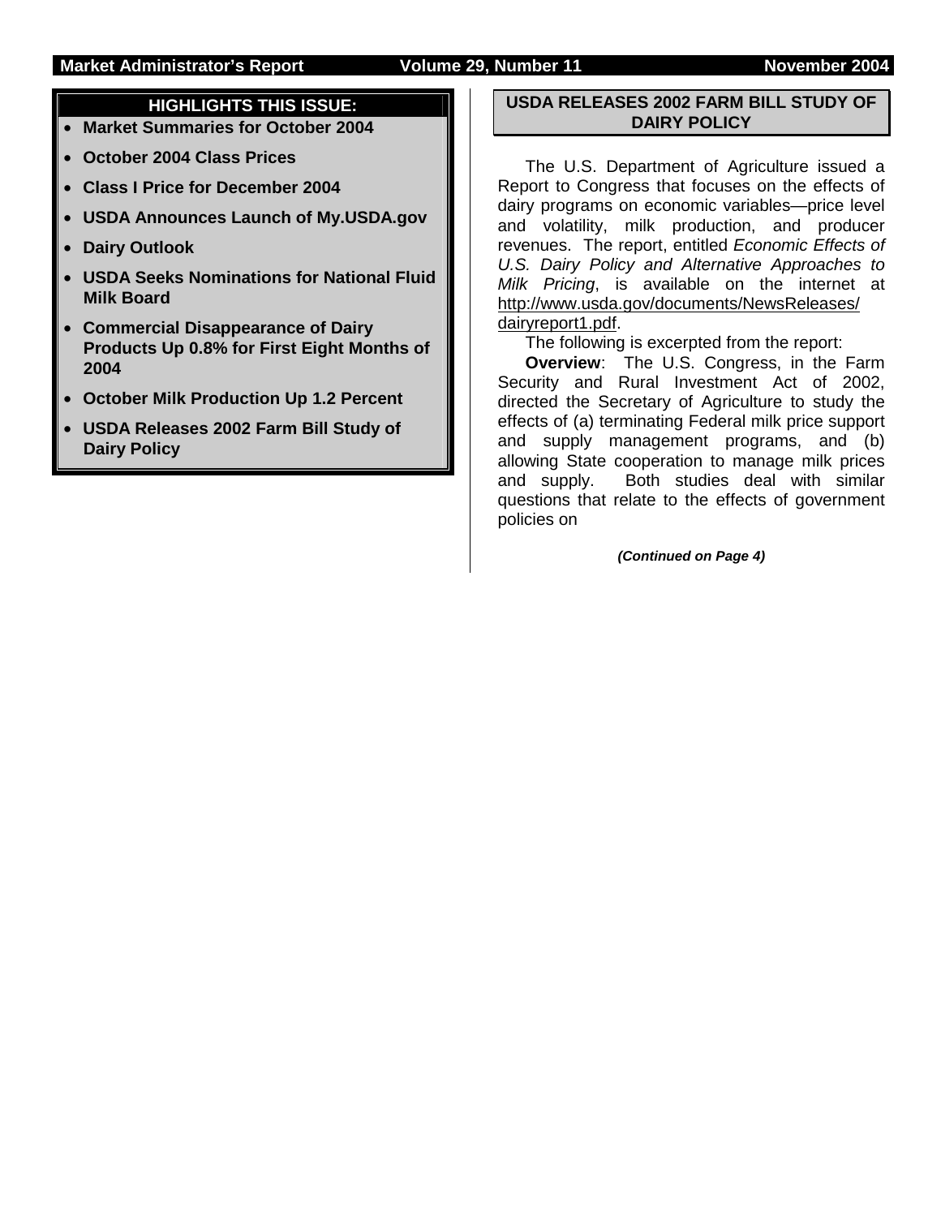## HIGHLIGHTS THIS ISSUE:

- **Market Summaries for October 2004**
- **October 2004 Class Prices**
- **Class I Price for December 2004**
- **USDA Announces Launch of My.USDA.gov**
- **Dairy Outlook**
- **USDA Seeks Nominations for National Fluid Milk Board**
- **Commercial Disappearance of Dairy Products Up 0.8% for First Eight Months of 2004**
- **October Milk Production Up 1.2 Percent**
- **USDA Releases 2002 Farm Bill Study of Dairy Policy**

## USDA RELEASES 2002 FARM BILL STUDY OF DAIRY POLICY

The U.S. Department of Agriculture issued a Report to Congress that focuses on the effects of dairy programs on economic variables—price level and volatility, milk production, and producer revenues. The report, entitled *Economic Effects of U.S. Dairy Policy and Alternative Approaches to Milk Pricing*, is available on the internet at http://www.usda.gov/documents/NewsReleases/dairyreport1.pdf.

The following is excerpted from the report:

**Overview**: The U.S. Congress, in the Farm Security and Rural Investment Act of 2002, directed the Secretary of Agriculture to study the effects of (a) terminating Federal milk price support and supply management programs, and (b) allowing State cooperation to manage milk prices and supply. Both studies deal with similar questions that relate to the effects of government policies on

***(Continued on Page 4)***